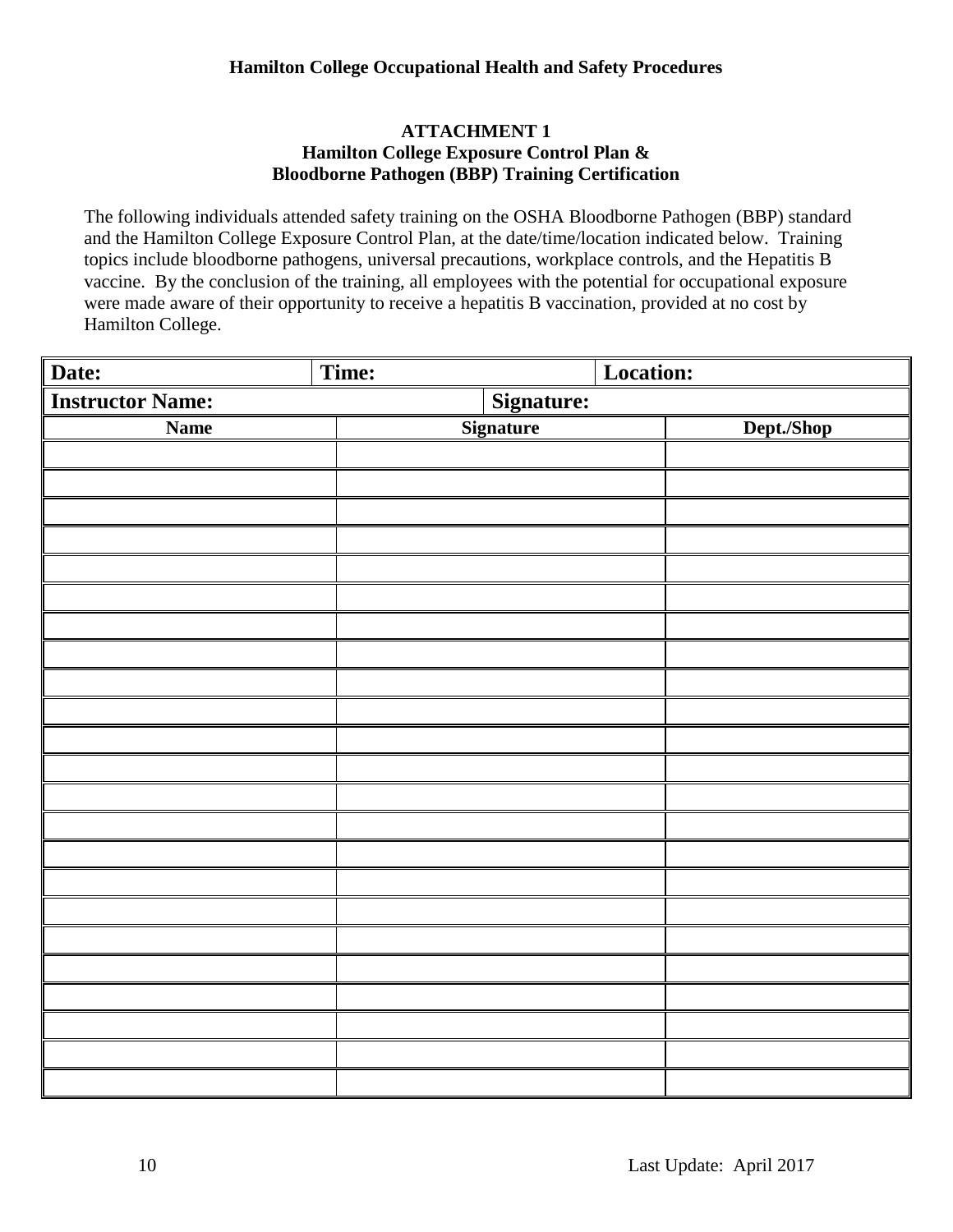## ATTACHMENT 1
## Hamilton College Exposure Control Plan & Bloodborne Pathogen (BBP) Training Certification

The following individuals attended safety training on the OSHA Bloodborne Pathogen (BBP) standard and the Hamilton College Exposure Control Plan, at the date/time/location indicated below. Training topics include bloodborne pathogens, universal precautions, workplace controls, and the Hepatitis B vaccine. By the conclusion of the training, all employees with the potential for occupational exposure were made aware of their opportunity to receive a hepatitis B vaccination, provided at no cost by Hamilton College.

| **Date:** | **Time:** | **Location:** |
|---|---|---|
| **Instructor Name:** | **Signature:** | |

| **Name** | **Signature** | **Dept./Shop** |
|---|---|---|
| | | |
| | | |
| | | |
| | | |
| | | |
| | | |
| | | |
| | | |
| | | |
| | | |
| | | |
| | | |
| | | |
| | | |
| | | |
| | | |
| | | |
| | | |
| | | |
| | | |
| | | |
| | | |
| | | |

Last Update: April 2017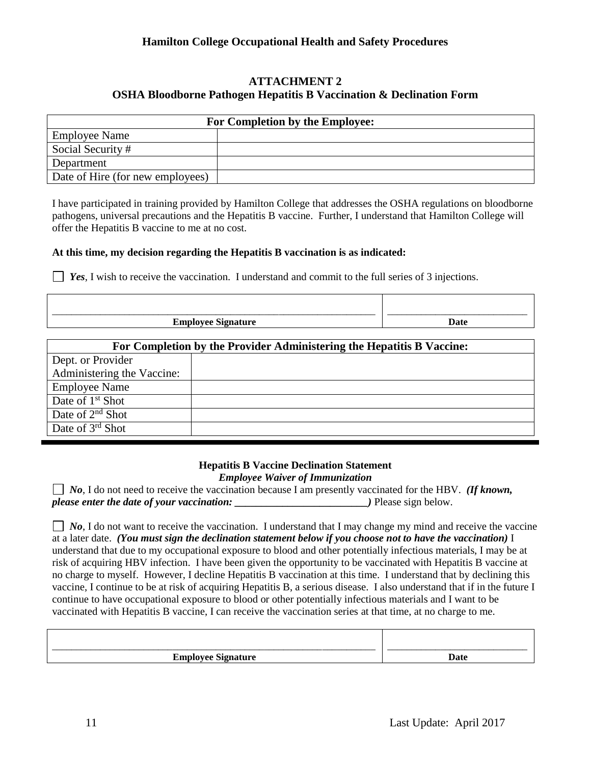## Hamilton College Occupational Health and Safety Procedures

### ATTACHMENT 2
### OSHA Bloodborne Pathogen Hepatitis B Vaccination & Declination Form

| For Completion by the Employee: | |
|---|---|
| Employee Name | |
| Social Security # | |
| Department | |
| Date of Hire (for new employees) | |

I have participated in training provided by Hamilton College that addresses the OSHA regulations on bloodborne pathogens, universal precautions and the Hepatitis B vaccine. Further, I understand that Hamilton College will offer the Hepatitis B vaccine to me at no cost.

**At this time, my decision regarding the Hepatitis B vaccination is as indicated:**

☐ ***Yes***, I wish to receive the vaccination. I understand and commit to the full series of 3 injections.

| ______________________________ | ______________ |
|---|---|
| **Employee Signature** | **Date** |

| For Completion by the Provider Administering the Hepatitis B Vaccine: | |
|---|---|
| Dept. or Provider Administering the Vaccine: | |
| Employee Name | |
| Date of 1st Shot | |
| Date of 2nd Shot | |
| Date of 3rd Shot | |

---

**Hepatitis B Vaccine Declination Statement**
***Employee Waiver of Immunization***

☐ ***No***, I do not need to receive the vaccination because I am presently vaccinated for the HBV. ***(If known, please enter the date of your vaccination: _________________________)*** Please sign below.

☐ ***No***, I do not want to receive the vaccination. I understand that I may change my mind and receive the vaccine at a later date. ***(You must sign the declination statement below if you choose not to have the vaccination)*** I understand that due to my occupational exposure to blood and other potentially infectious materials, I may be at risk of acquiring HBV infection. I have been given the opportunity to be vaccinated with Hepatitis B vaccine at no charge to myself. However, I decline Hepatitis B vaccination at this time. I understand that by declining this vaccine, I continue to be at risk of acquiring Hepatitis B, a serious disease. I also understand that if in the future I continue to have occupational exposure to blood or other potentially infectious materials and I want to be vaccinated with Hepatitis B vaccine, I can receive the vaccination series at that time, at no charge to me.

| ______________________________ | ______________ |
|---|---|
| **Employee Signature** | **Date** |

Last Update: April 2017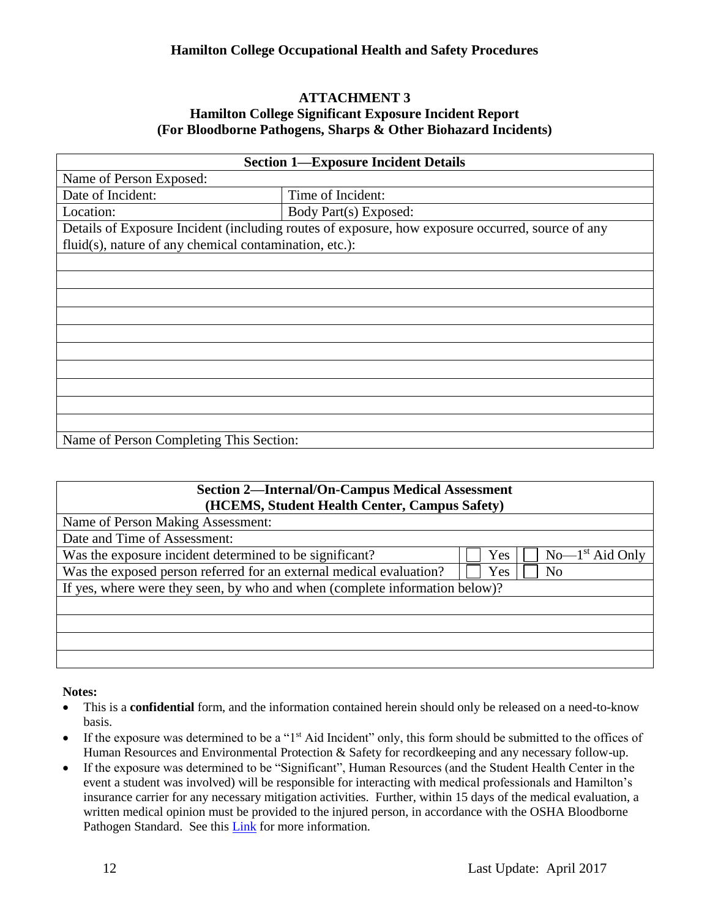**ATTACHMENT 3**

**Hamilton College Significant Exposure Incident Report**

**(For Bloodborne Pathogens, Sharps & Other Biohazard Incidents)**

| **Section 1—Exposure Incident Details** | |
|---|---|
| Name of Person Exposed: | |
| Date of Incident: | Time of Incident: |
| Location: | Body Part(s) Exposed: |
| Details of Exposure Incident (including routes of exposure, how exposure occurred, source of any fluid(s), nature of any chemical contamination, etc.): | |
| | |
| | |
| | |
| | |
| | |
| | |
| | |
| | |
| | |
| | |
| Name of Person Completing This Section: | |

| **Section 2—Internal/On-Campus Medical Assessment (HCEMS, Student Health Center, Campus Safety)** | | |
|---|---|---|
| Name of Person Making Assessment: | | |
| Date and Time of Assessment: | | |
| Was the exposure incident determined to be significant? | ☐ Yes | ☐ No—1st Aid Only |
| Was the exposed person referred for an external medical evaluation? | ☐ Yes | ☐ No |
| If yes, where were they seen, by who and when (complete information below)? | | |
| | | |
| | | |
| | | |
| | | |

**Notes:**

- This is a **confidential** form, and the information contained herein should only be released on a need-to-know basis.
- If the exposure was determined to be a "1st Aid Incident" only, this form should be submitted to the offices of Human Resources and Environmental Protection & Safety for recordkeeping and any necessary follow-up.
- If the exposure was determined to be "Significant", Human Resources (and the Student Health Center in the event a student was involved) will be responsible for interacting with medical professionals and Hamilton's insurance carrier for any necessary mitigation activities. Further, within 15 days of the medical evaluation, a written medical opinion must be provided to the injured person, in accordance with the OSHA Bloodborne Pathogen Standard. See this Link for more information.